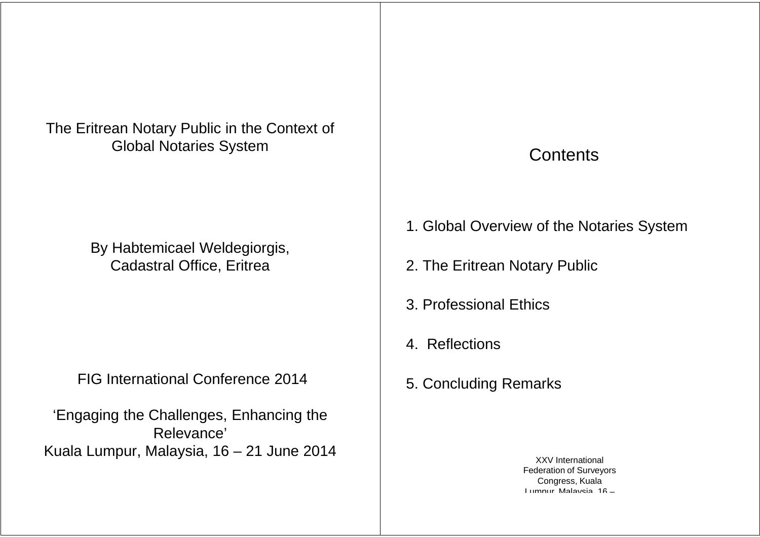# The Eritrean Notary Public in the Context of Global Notaries System

By Habtemicael Weldegiorgis,
Cadastral Office, Eritrea

FIG International Conference 2014

'Engaging the Challenges, Enhancing the Relevance'
Kuala Lumpur, Malaysia, 16 – 21 June 2014

## Contents

1. Global Overview of the Notaries System
2. The Eritrean Notary Public
3. Professional Ethics
4. Reflections
5. Concluding Remarks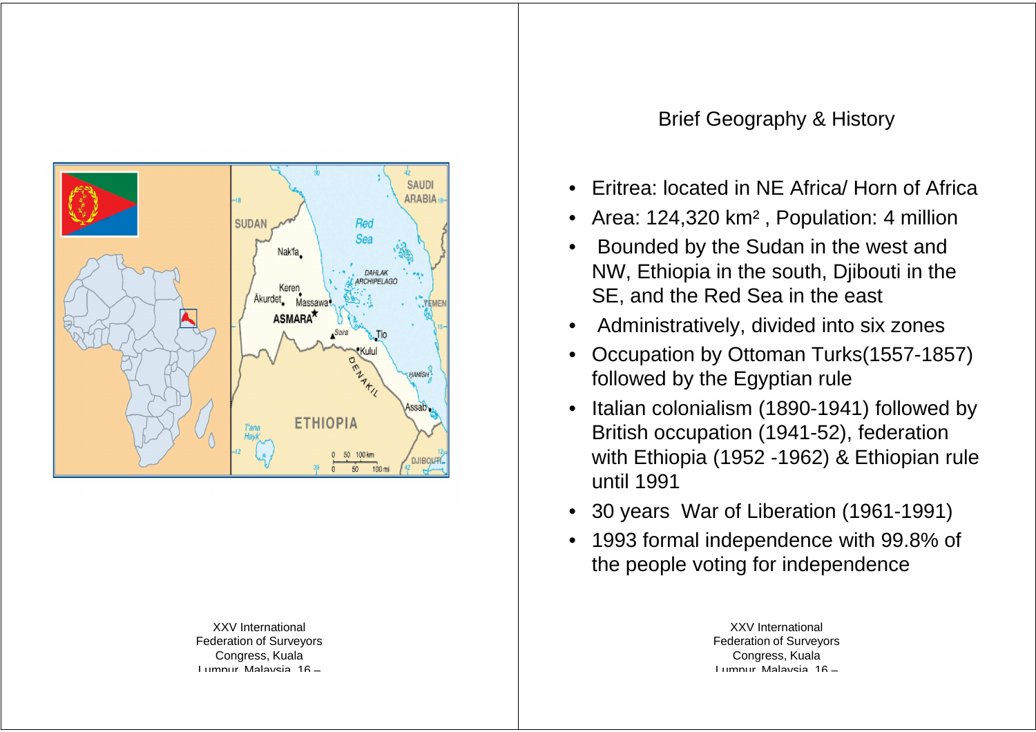## Brief Geography & History

- Eritrea: located in NE Africa/ Horn of Africa
- Area: 124,320 km² , Population: 4 million
- Bounded by the Sudan in the west and NW, Ethiopia in the south, Djibouti in the SE, and the Red Sea in the east
- Administratively, divided into six zones
- Occupation by Ottoman Turks(1557-1857) followed by the Egyptian rule
- Italian colonialism (1890-1941) followed by British occupation (1941-52), federation with Ethiopia (1952 -1962) & Ethiopian rule until 1991
- 30 years War of Liberation (1961-1991)
- 1993 formal independence with 99.8% of the people voting for independence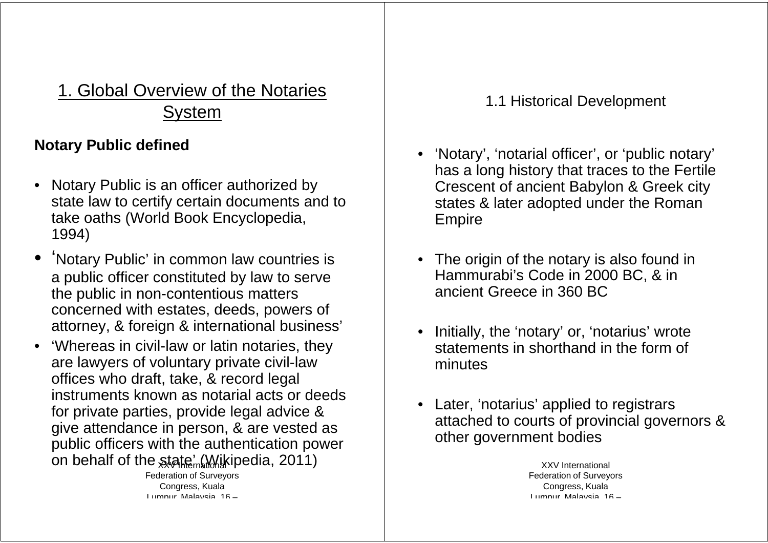## 1. Global Overview of the Notaries System

**Notary Public defined**

- Notary Public is an officer authorized by state law to certify certain documents and to take oaths (World Book Encyclopedia, 1994)
- 'Notary Public' in common law countries is a public officer constituted by law to serve the public in non-contentious matters concerned with estates, deeds, powers of attorney, & foreign & international business'
- 'Whereas in civil-law or latin notaries, they are lawyers of voluntary private civil-law offices who draft, take, & record legal instruments known as notarial acts or deeds for private parties, provide legal advice & give attendance in person, & are vested as public officers with the authentication power on behalf of the state' (Wikipedia, 2011)

### 1.1 Historical Development

- 'Notary', 'notarial officer', or 'public notary' has a long history that traces to the Fertile Crescent of ancient Babylon & Greek city states & later adopted under the Roman Empire
- The origin of the notary is also found in Hammurabi's Code in 2000 BC, & in ancient Greece in 360 BC
- Initially, the 'notary' or, 'notarius' wrote statements in shorthand in the form of minutes
- Later, 'notarius' applied to registrars attached to courts of provincial governors & other government bodies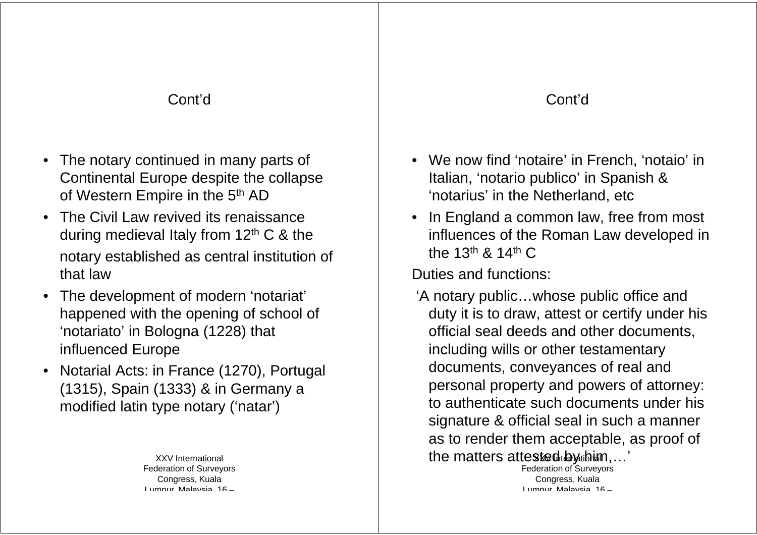## Cont'd

- The notary continued in many parts of Continental Europe despite the collapse of Western Empire in the 5th AD
- The Civil Law revived its renaissance during medieval Italy from 12th C & the notary established as central institution of that law
- The development of modern 'notariat' happened with the opening of school of 'notariato' in Bologna (1228) that influenced Europe
- Notarial Acts: in France (1270), Portugal (1315), Spain (1333) & in Germany a modified latin type notary ('natar')

## Cont'd

- We now find 'notaire' in French, 'notaio' in Italian, 'notario publico' in Spanish & 'notarius' in the Netherland, etc
- In England a common law, free from most influences of the Roman Law developed in the 13th & 14th C

Duties and functions:

'A notary public…whose public office and duty it is to draw, attest or certify under his official seal deeds and other documents, including wills or other testamentary documents, conveyances of real and personal property and powers of attorney: to authenticate such documents under his signature & official seal in such a manner as to render them acceptable, as proof of the matters attested by him,…'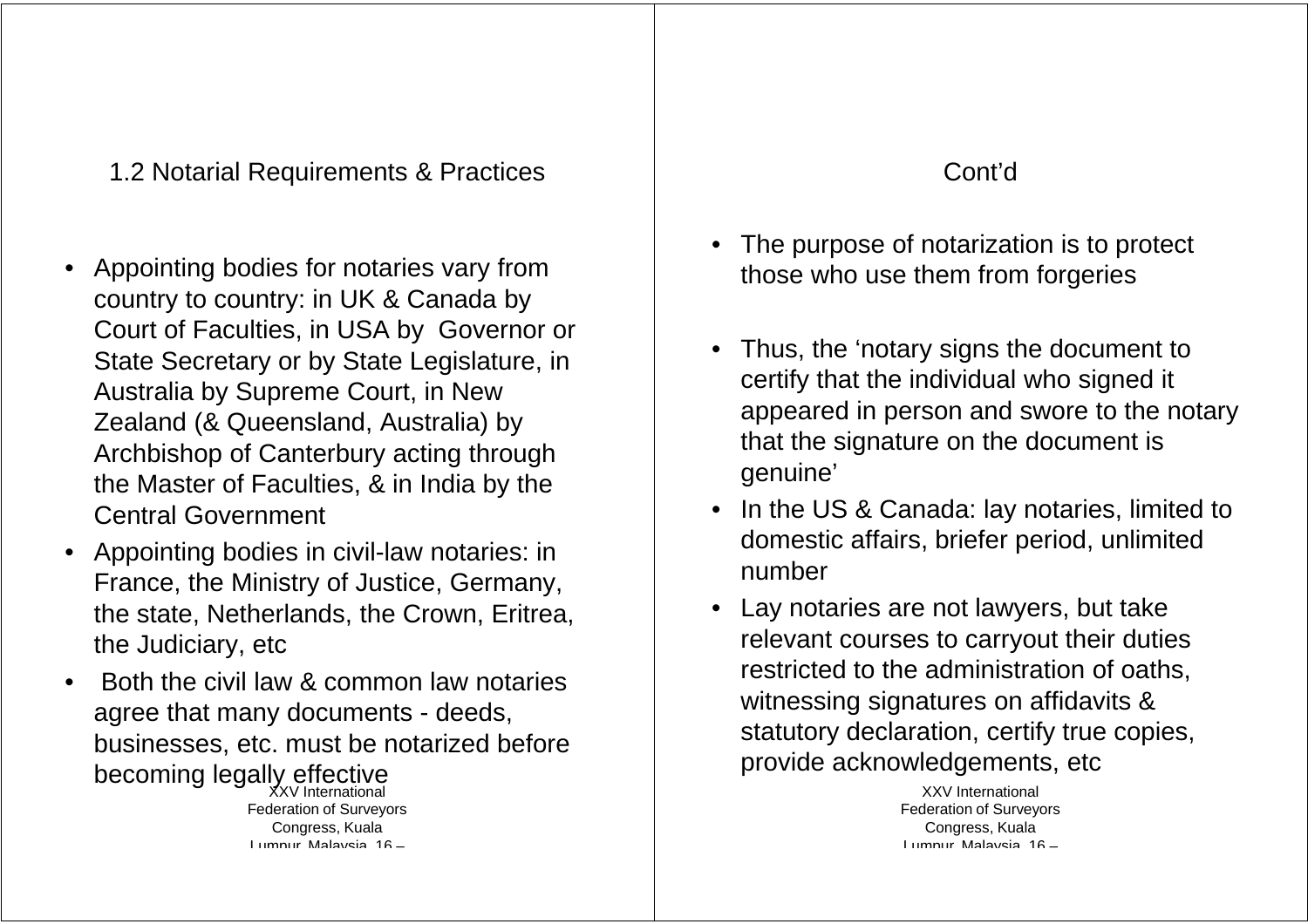## 1.2 Notarial Requirements & Practices

- Appointing bodies for notaries vary from country to country: in UK & Canada by Court of Faculties, in USA by Governor or State Secretary or by State Legislature, in Australia by Supreme Court, in New Zealand (& Queensland, Australia) by Archbishop of Canterbury acting through the Master of Faculties, & in India by the Central Government
- Appointing bodies in civil-law notaries: in France, the Ministry of Justice, Germany, the state, Netherlands, the Crown, Eritrea, the Judiciary, etc
- Both the civil law & common law notaries agree that many documents - deeds, businesses, etc. must be notarized before becoming legally effective

## Cont'd

- The purpose of notarization is to protect those who use them from forgeries
- Thus, the 'notary signs the document to certify that the individual who signed it appeared in person and swore to the notary that the signature on the document is genuine'
- In the US & Canada: lay notaries, limited to domestic affairs, briefer period, unlimited number
- Lay notaries are not lawyers, but take relevant courses to carryout their duties restricted to the administration of oaths, witnessing signatures on affidavits & statutory declaration, certify true copies, provide acknowledgements, etc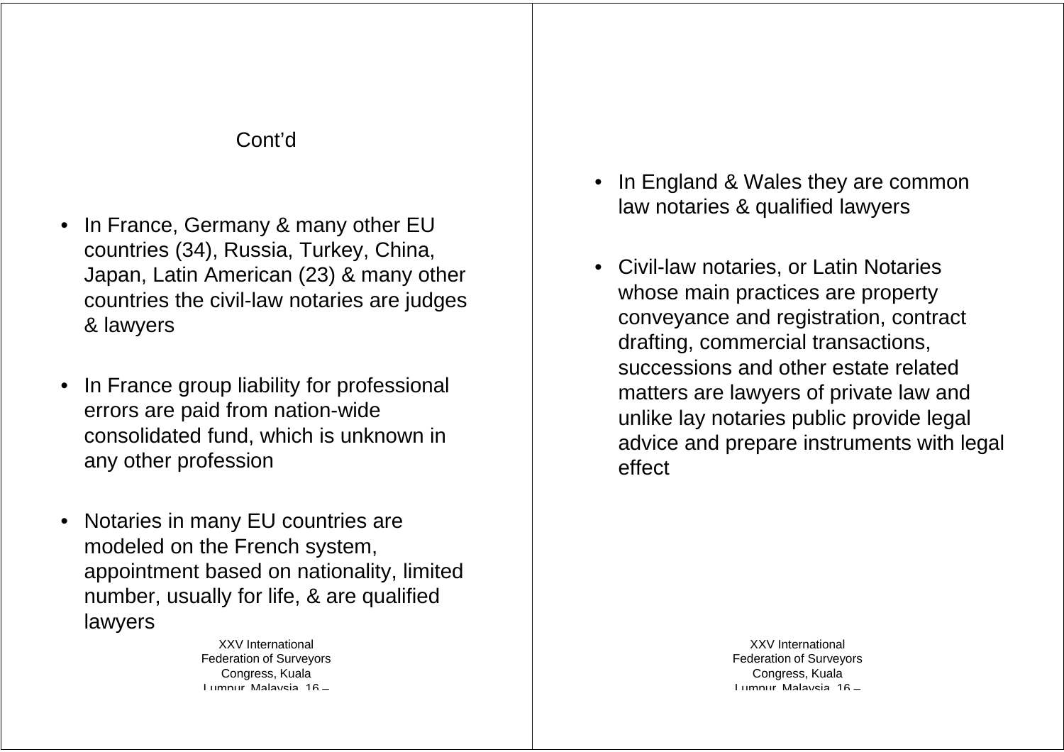Cont'd

- In France, Germany & many other EU countries (34), Russia, Turkey, China, Japan, Latin American (23) & many other countries the civil-law notaries are judges & lawyers
- In France group liability for professional errors are paid from nation-wide consolidated fund, which is unknown in any other profession
- Notaries in many EU countries are modeled on the French system, appointment based on nationality, limited number, usually for life, & are qualified lawyers

- In England & Wales they are common law notaries & qualified lawyers
- Civil-law notaries, or Latin Notaries whose main practices are property conveyance and registration, contract drafting, commercial transactions, successions and other estate related matters are lawyers of private law and unlike lay notaries public provide legal advice and prepare instruments with legal effect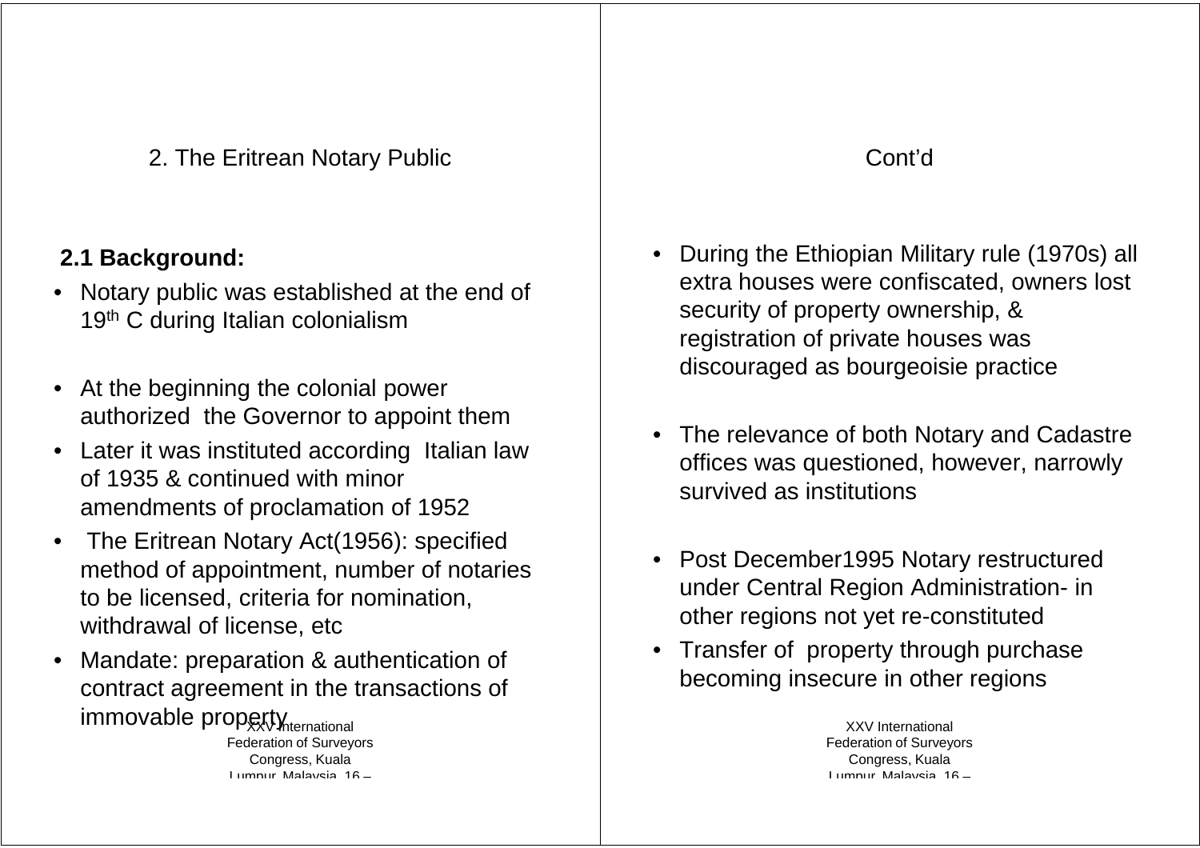## 2. The Eritrean Notary Public

**2.1 Background:**

- Notary public was established at the end of 19th C during Italian colonialism
- At the beginning the colonial power authorized the Governor to appoint them
- Later it was instituted according Italian law of 1935 & continued with minor amendments of proclamation of 1952
- The Eritrean Notary Act(1956): specified method of appointment, number of notaries to be licensed, criteria for nomination, withdrawal of license, etc
- Mandate: preparation & authentication of contract agreement in the transactions of immovable property

## Cont'd

- During the Ethiopian Military rule (1970s) all extra houses were confiscated, owners lost security of property ownership, & registration of private houses was discouraged as bourgeoisie practice
- The relevance of both Notary and Cadastre offices was questioned, however, narrowly survived as institutions
- Post December1995 Notary restructured under Central Region Administration- in other regions not yet re-constituted
- Transfer of property through purchase becoming insecure in other regions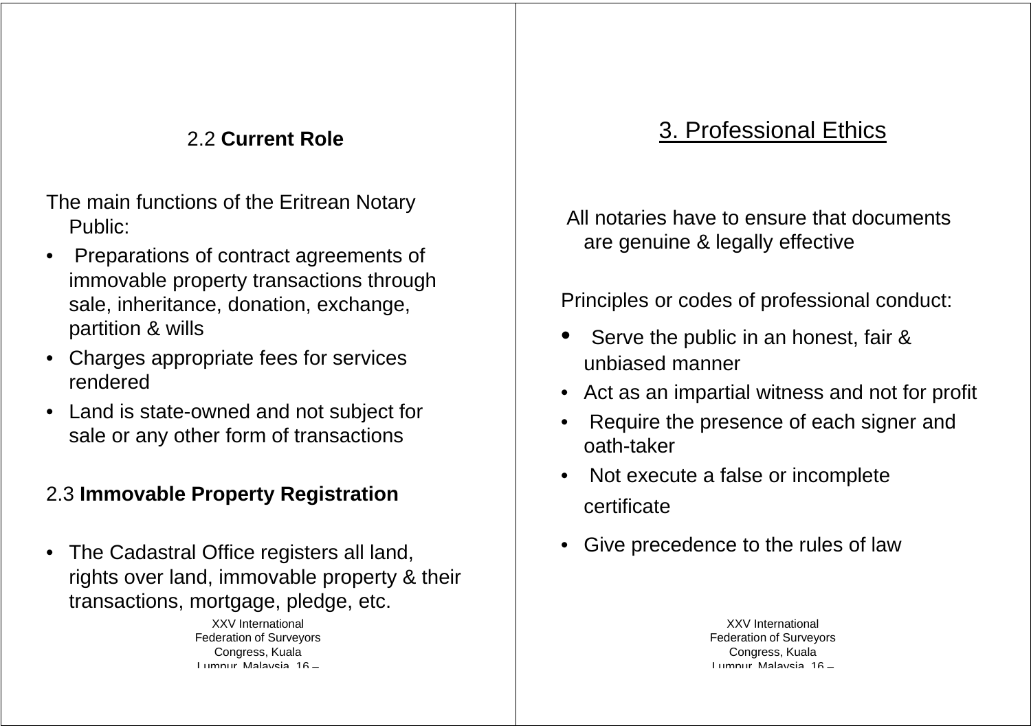### 2.2 **Current Role**

The main functions of the Eritrean Notary Public:

- Preparations of contract agreements of immovable property transactions through sale, inheritance, donation, exchange, partition & wills
- Charges appropriate fees for services rendered
- Land is state-owned and not subject for sale or any other form of transactions

### 2.3 **Immovable Property Registration**

- The Cadastral Office registers all land, rights over land, immovable property & their transactions, mortgage, pledge, etc.

## 3. Professional Ethics

All notaries have to ensure that documents are genuine & legally effective

Principles or codes of professional conduct:

- Serve the public in an honest, fair & unbiased manner
- Act as an impartial witness and not for profit
- Require the presence of each signer and oath-taker
- Not execute a false or incomplete certificate
- Give precedence to the rules of law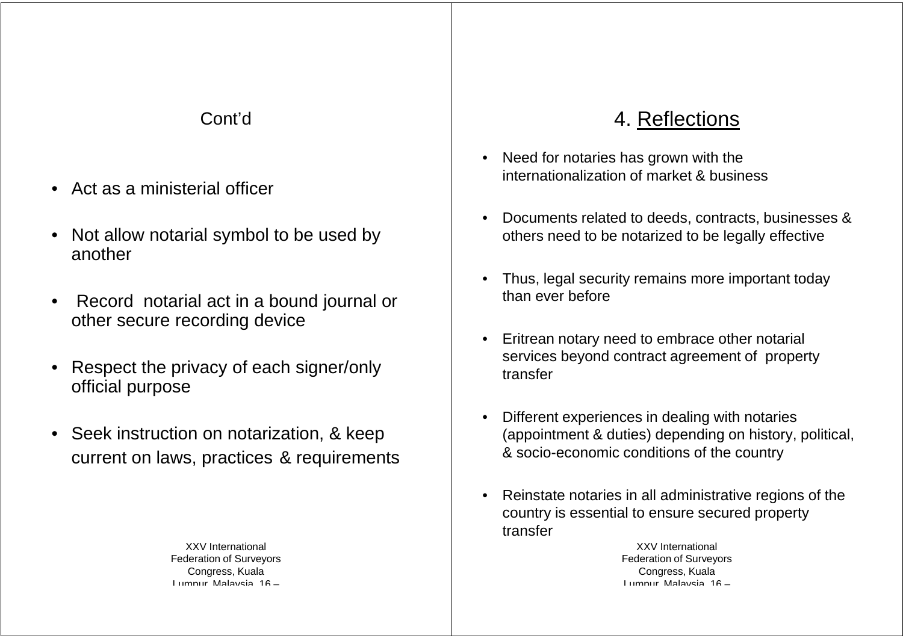Cont'd

- Act as a ministerial officer
- Not allow notarial symbol to be used by another
- Record notarial act in a bound journal or other secure recording device
- Respect the privacy of each signer/only official purpose
- Seek instruction on notarization, & keep current on laws, practices & requirements

# 4. Reflections

- Need for notaries has grown with the internationalization of market & business
- Documents related to deeds, contracts, businesses & others need to be notarized to be legally effective
- Thus, legal security remains more important today than ever before
- Eritrean notary need to embrace other notarial services beyond contract agreement of property transfer
- Different experiences in dealing with notaries (appointment & duties) depending on history, political, & socio-economic conditions of the country
- Reinstate notaries in all administrative regions of the country is essential to ensure secured property transfer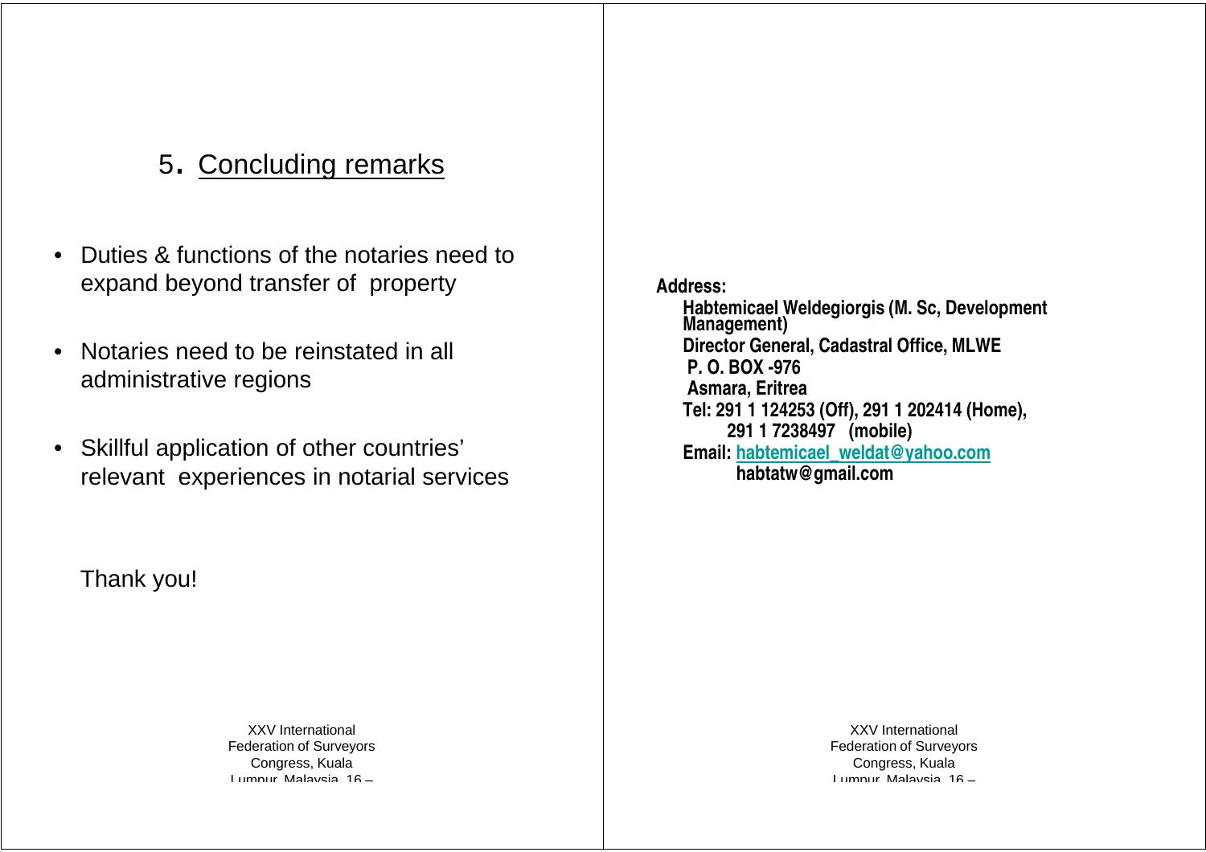## 5. Concluding remarks

- Duties & functions of the notaries need to expand beyond transfer of property
- Notaries need to be reinstated in all administrative regions
- Skillful application of other countries' relevant experiences in notarial services

Thank you!

**Address:**

**Habtemicael Weldegiorgis (M. Sc, Development Management)**
**Director General, Cadastral Office, MLWE**
**P. O. BOX -976**
**Asmara, Eritrea**
**Tel: 291 1 124253 (Off), 291 1 202414 (Home), 291 1 7238497 (mobile)**
**Email: habtemicael_weldat@yahoo.com**
**habtatw@gmail.com**